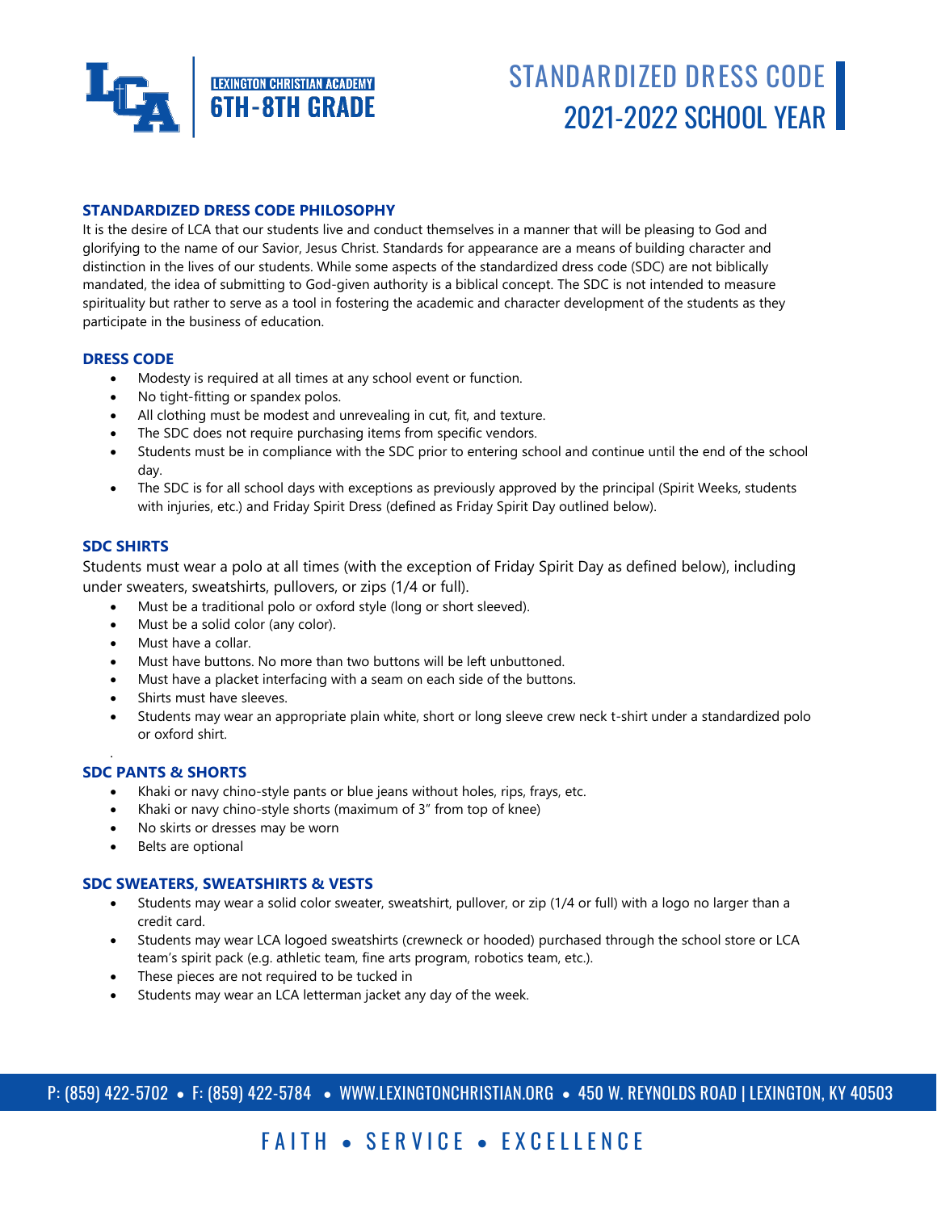LEXINGTON CHRISTIAN ACADEMY
6TH-8TH GRADE

# STANDARDIZED DRESS CODE
# 2021-2022 SCHOOL YEAR

## STANDARDIZED DRESS CODE PHILOSOPHY

It is the desire of LCA that our students live and conduct themselves in a manner that will be pleasing to God and glorifying to the name of our Savior, Jesus Christ. Standards for appearance are a means of building character and distinction in the lives of our students. While some aspects of the standardized dress code (SDC) are not biblically mandated, the idea of submitting to God-given authority is a biblical concept. The SDC is not intended to measure spirituality but rather to serve as a tool in fostering the academic and character development of the students as they participate in the business of education.

## DRESS CODE

- Modesty is required at all times at any school event or function.
- No tight-fitting or spandex polos.
- All clothing must be modest and unrevealing in cut, fit, and texture.
- The SDC does not require purchasing items from specific vendors.
- Students must be in compliance with the SDC prior to entering school and continue until the end of the school day.
- The SDC is for all school days with exceptions as previously approved by the principal (Spirit Weeks, students with injuries, etc.) and Friday Spirit Dress (defined as Friday Spirit Day outlined below).

## SDC SHIRTS

Students must wear a polo at all times (with the exception of Friday Spirit Day as defined below), including under sweaters, sweatshirts, pullovers, or zips (1/4 or full).

- Must be a traditional polo or oxford style (long or short sleeved).
- Must be a solid color (any color).
- Must have a collar.
- Must have buttons. No more than two buttons will be left unbuttoned.
- Must have a placket interfacing with a seam on each side of the buttons.
- Shirts must have sleeves.
- Students may wear an appropriate plain white, short or long sleeve crew neck t-shirt under a standardized polo or oxford shirt.

## SDC PANTS & SHORTS

- Khaki or navy chino-style pants or blue jeans without holes, rips, frays, etc.
- Khaki or navy chino-style shorts (maximum of 3" from top of knee)
- No skirts or dresses may be worn
- Belts are optional

## SDC SWEATERS, SWEATSHIRTS & VESTS

- Students may wear a solid color sweater, sweatshirt, pullover, or zip (1/4 or full) with a logo no larger than a credit card.
- Students may wear LCA logoed sweatshirts (crewneck or hooded) purchased through the school store or LCA team's spirit pack (e.g. athletic team, fine arts program, robotics team, etc.).
- These pieces are not required to be tucked in
- Students may wear an LCA letterman jacket any day of the week.

P: (859) 422-5702 • F: (859) 422-5784 • WWW.LEXINGTONCHRISTIAN.ORG • 450 W. REYNOLDS ROAD | LEXINGTON, KY 40503

FAITH • SERVICE • EXCELLENCE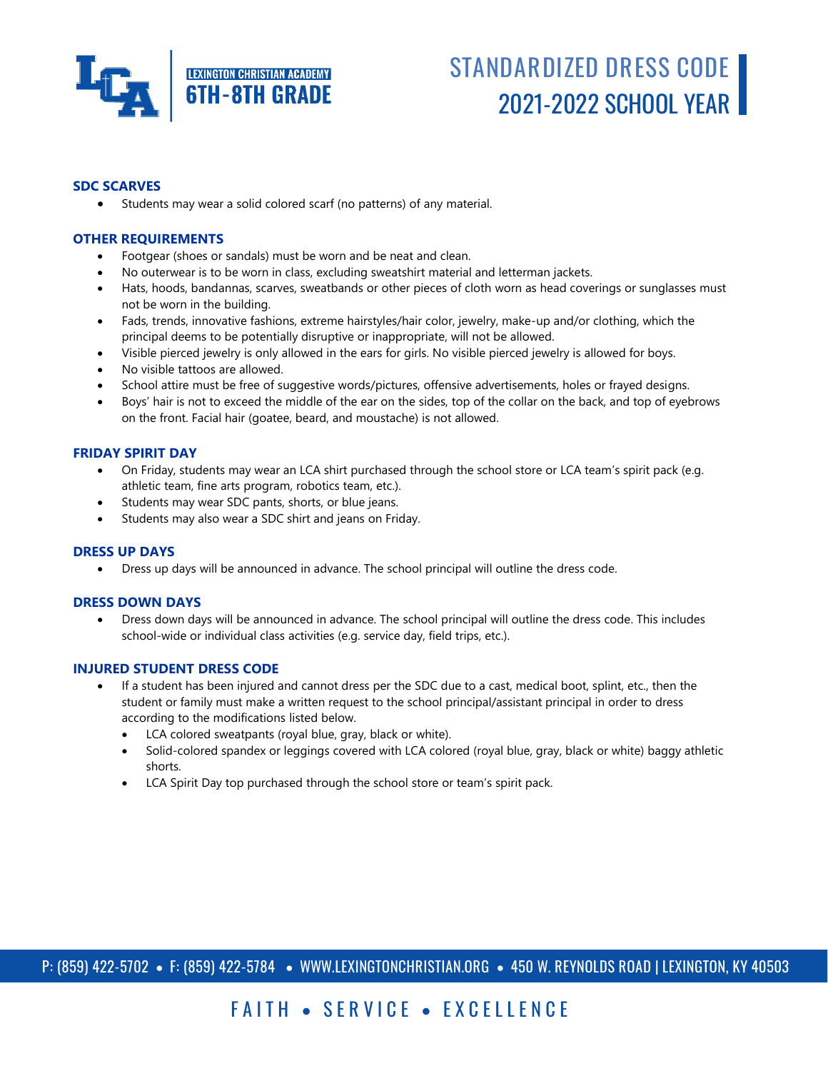## SDC SCARVES

- Students may wear a solid colored scarf (no patterns) of any material.

## OTHER REQUIREMENTS

- Footgear (shoes or sandals) must be worn and be neat and clean.
- No outerwear is to be worn in class, excluding sweatshirt material and letterman jackets.
- Hats, hoods, bandannas, scarves, sweatbands or other pieces of cloth worn as head coverings or sunglasses must not be worn in the building.
- Fads, trends, innovative fashions, extreme hairstyles/hair color, jewelry, make-up and/or clothing, which the principal deems to be potentially disruptive or inappropriate, will not be allowed.
- Visible pierced jewelry is only allowed in the ears for girls. No visible pierced jewelry is allowed for boys.
- No visible tattoos are allowed.
- School attire must be free of suggestive words/pictures, offensive advertisements, holes or frayed designs.
- Boys' hair is not to exceed the middle of the ear on the sides, top of the collar on the back, and top of eyebrows on the front. Facial hair (goatee, beard, and moustache) is not allowed.

## FRIDAY SPIRIT DAY

- On Friday, students may wear an LCA shirt purchased through the school store or LCA team's spirit pack (e.g. athletic team, fine arts program, robotics team, etc.).
- Students may wear SDC pants, shorts, or blue jeans.
- Students may also wear a SDC shirt and jeans on Friday.

## DRESS UP DAYS

- Dress up days will be announced in advance. The school principal will outline the dress code.

## DRESS DOWN DAYS

- Dress down days will be announced in advance. The school principal will outline the dress code. This includes school-wide or individual class activities (e.g. service day, field trips, etc.).

## INJURED STUDENT DRESS CODE

- If a student has been injured and cannot dress per the SDC due to a cast, medical boot, splint, etc., then the student or family must make a written request to the school principal/assistant principal in order to dress according to the modifications listed below.
  - LCA colored sweatpants (royal blue, gray, black or white).
  - Solid-colored spandex or leggings covered with LCA colored (royal blue, gray, black or white) baggy athletic shorts.
  - LCA Spirit Day top purchased through the school store or team's spirit pack.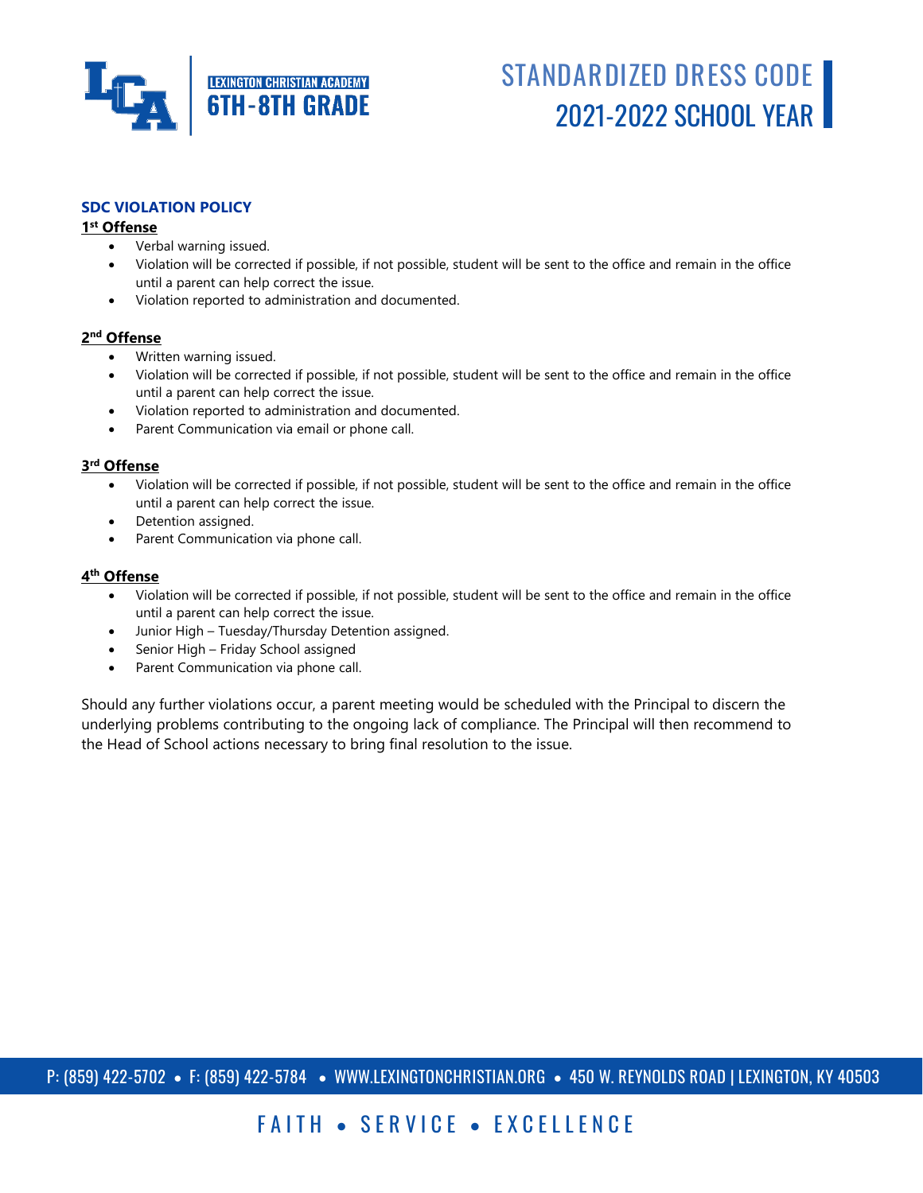## SDC VIOLATION POLICY

### 1st Offense

- Verbal warning issued.
- Violation will be corrected if possible, if not possible, student will be sent to the office and remain in the office until a parent can help correct the issue.
- Violation reported to administration and documented.

### 2nd Offense

- Written warning issued.
- Violation will be corrected if possible, if not possible, student will be sent to the office and remain in the office until a parent can help correct the issue.
- Violation reported to administration and documented.
- Parent Communication via email or phone call.

### 3rd Offense

- Violation will be corrected if possible, if not possible, student will be sent to the office and remain in the office until a parent can help correct the issue.
- Detention assigned.
- Parent Communication via phone call.

### 4th Offense

- Violation will be corrected if possible, if not possible, student will be sent to the office and remain in the office until a parent can help correct the issue.
- Junior High – Tuesday/Thursday Detention assigned.
- Senior High – Friday School assigned
- Parent Communication via phone call.

Should any further violations occur, a parent meeting would be scheduled with the Principal to discern the underlying problems contributing to the ongoing lack of compliance. The Principal will then recommend to the Head of School actions necessary to bring final resolution to the issue.